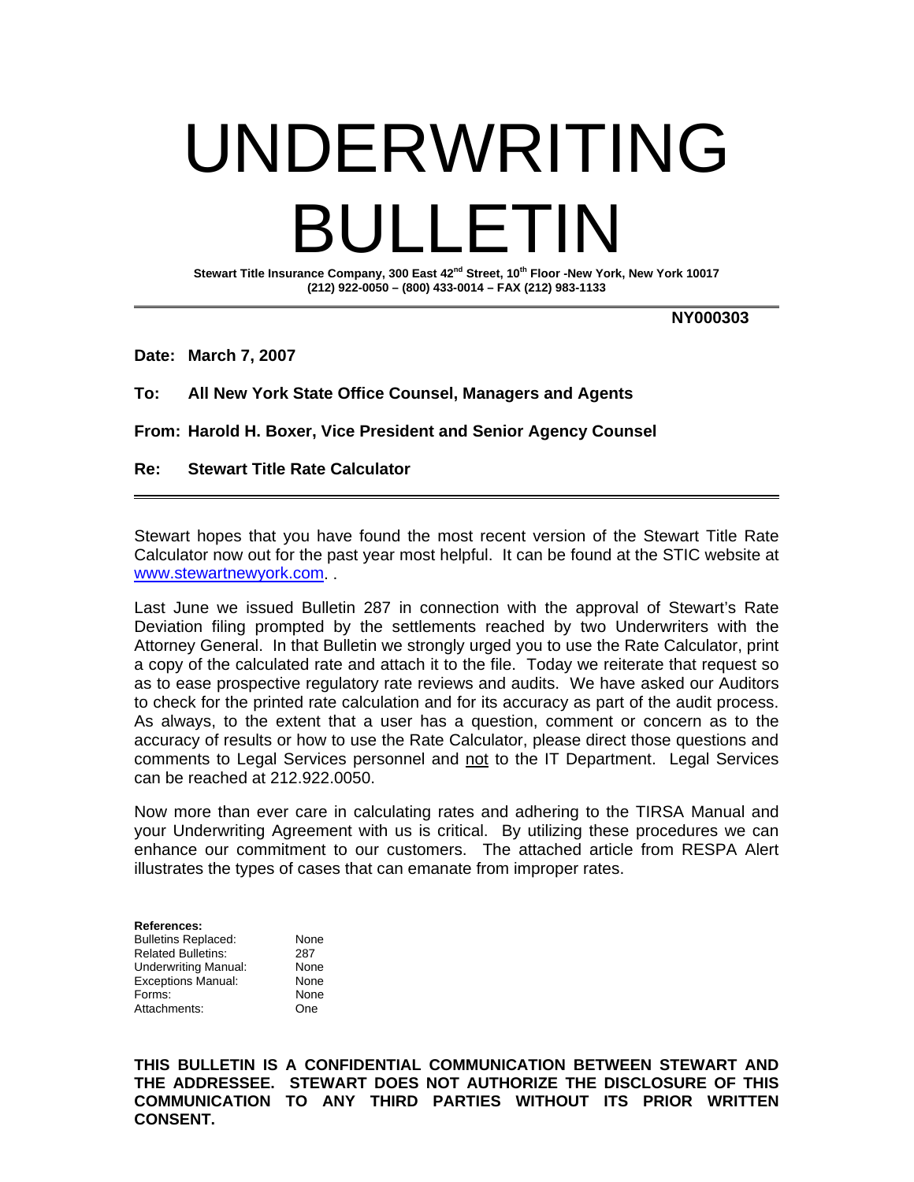# UNDERWRITING BULLETIN

**Stewart Title Insurance Company, 300 East 42nd Street, 10th Floor -New York, New York 10017**
**(212) 922-0050 – (800) 433-0014 – FAX (212) 983-1133**

**NY000303**

**Date: March 7, 2007**

**To: All New York State Office Counsel, Managers and Agents**

**From: Harold H. Boxer, Vice President and Senior Agency Counsel**

**Re: Stewart Title Rate Calculator**

---

Stewart hopes that you have found the most recent version of the Stewart Title Rate Calculator now out for the past year most helpful. It can be found at the STIC website at www.stewartnewyork.com. .

Last June we issued Bulletin 287 in connection with the approval of Stewart's Rate Deviation filing prompted by the settlements reached by two Underwriters with the Attorney General. In that Bulletin we strongly urged you to use the Rate Calculator, print a copy of the calculated rate and attach it to the file. Today we reiterate that request so as to ease prospective regulatory rate reviews and audits. We have asked our Auditors to check for the printed rate calculation and for its accuracy as part of the audit process. As always, to the extent that a user has a question, comment or concern as to the accuracy of results or how to use the Rate Calculator, please direct those questions and comments to Legal Services personnel and not to the IT Department. Legal Services can be reached at 212.922.0050.

Now more than ever care in calculating rates and adhering to the TIRSA Manual and your Underwriting Agreement with us is critical. By utilizing these procedures we can enhance our commitment to our customers. The attached article from RESPA Alert illustrates the types of cases that can emanate from improper rates.

**References:**

| | |
|---|---|
| Bulletins Replaced: | None |
| Related Bulletins: | 287 |
| Underwriting Manual: | None |
| Exceptions Manual: | None |
| Forms: | None |
| Attachments: | One |

**THIS BULLETIN IS A CONFIDENTIAL COMMUNICATION BETWEEN STEWART AND THE ADDRESSEE. STEWART DOES NOT AUTHORIZE THE DISCLOSURE OF THIS COMMUNICATION TO ANY THIRD PARTIES WITHOUT ITS PRIOR WRITTEN CONSENT.**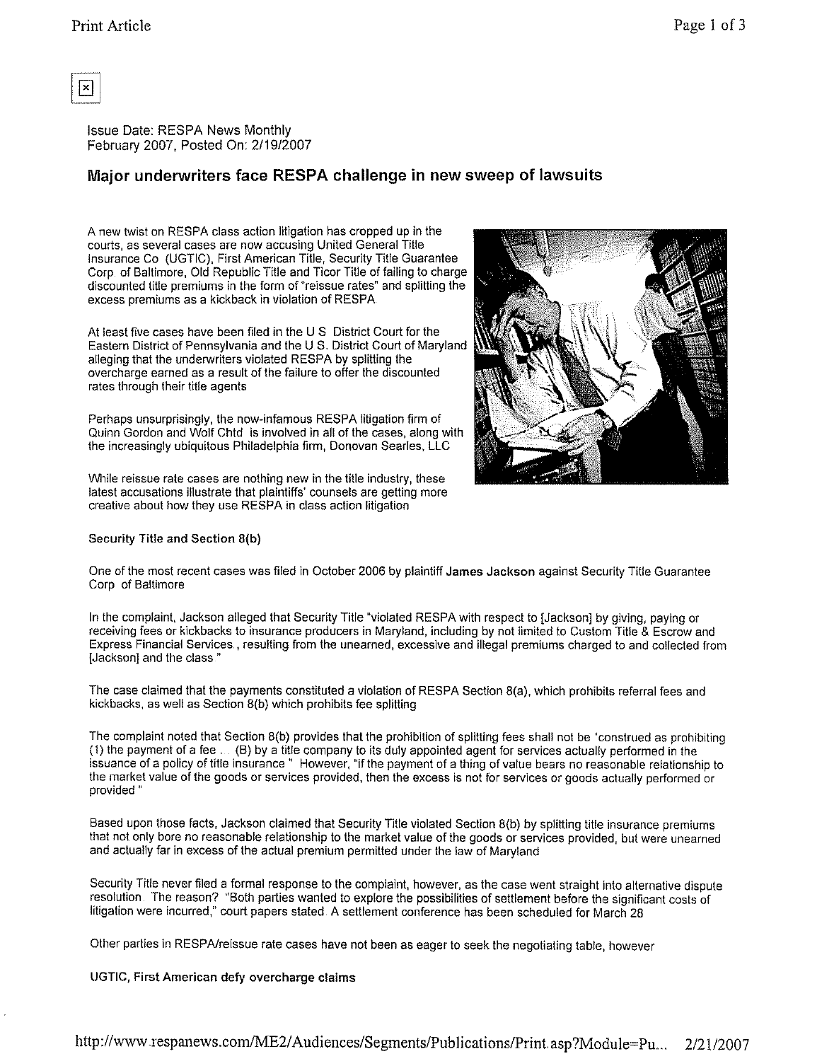Issue Date: RESPA News Monthly
February 2007, Posted On: 2/19/2007

## Major underwriters face RESPA challenge in new sweep of lawsuits

A new twist on RESPA class action litigation has cropped up in the courts, as several cases are now accusing United General Title Insurance Co (UGTIC), First American Title, Security Title Guarantee Corp of Baltimore, Old Republic Title and Ticor Title of failing to charge discounted title premiums in the form of "reissue rates" and splitting the excess premiums as a kickback in violation of RESPA

At least five cases have been filed in the U S District Court for the Eastern District of Pennsylvania and the U S. District Court of Maryland alleging that the underwriters violated RESPA by splitting the overcharge earned as a result of the failure to offer the discounted rates through their title agents

Perhaps unsurprisingly, the now-infamous RESPA litigation firm of Quinn Gordon and Wolf Chtd is involved in all of the cases, along with the increasingly ubiquitous Philadelphia firm, Donovan Searles, LLC

While reissue rate cases are nothing new in the title industry, these latest accusations illustrate that plaintiffs' counsels are getting more creative about how they use RESPA in class action litigation

**Security Title and Section 8(b)**

One of the most recent cases was filed in October 2006 by plaintiff **James Jackson** against Security Title Guarantee Corp of Baltimore

In the complaint, Jackson alleged that Security Title "violated RESPA with respect to [Jackson] by giving, paying or receiving fees or kickbacks to insurance producers in Maryland, including by not limited to Custom Title & Escrow and Express Financial Services , resulting from the unearned, excessive and illegal premiums charged to and collected from [Jackson] and the class "

The case claimed that the payments constituted a violation of RESPA Section 8(a), which prohibits referral fees and kickbacks, as well as Section 8(b) which prohibits fee splitting

The complaint noted that Section 8(b) provides that the prohibition of splitting fees shall not be "construed as prohibiting (1) the payment of a fee . . (B) by a title company to its duly appointed agent for services actually performed in the issuance of a policy of title insurance " However, "if the payment of a thing of value bears no reasonable relationship to the market value of the goods or services provided, then the excess is not for services or goods actually performed or provided "

Based upon those facts, Jackson claimed that Security Title violated Section 8(b) by splitting title insurance premiums that not only bore no reasonable relationship to the market value of the goods or services provided, but were unearned and actually far in excess of the actual premium permitted under the law of Maryland

Security Title never filed a formal response to the complaint, however, as the case went straight into alternative dispute resolution The reason? "Both parties wanted to explore the possibilities of settlement before the significant costs of litigation were incurred," court papers stated A settlement conference has been scheduled for March 28

Other parties in RESPA/reissue rate cases have not been as eager to seek the negotiating table, however

**UGTIC, First American defy overcharge claims**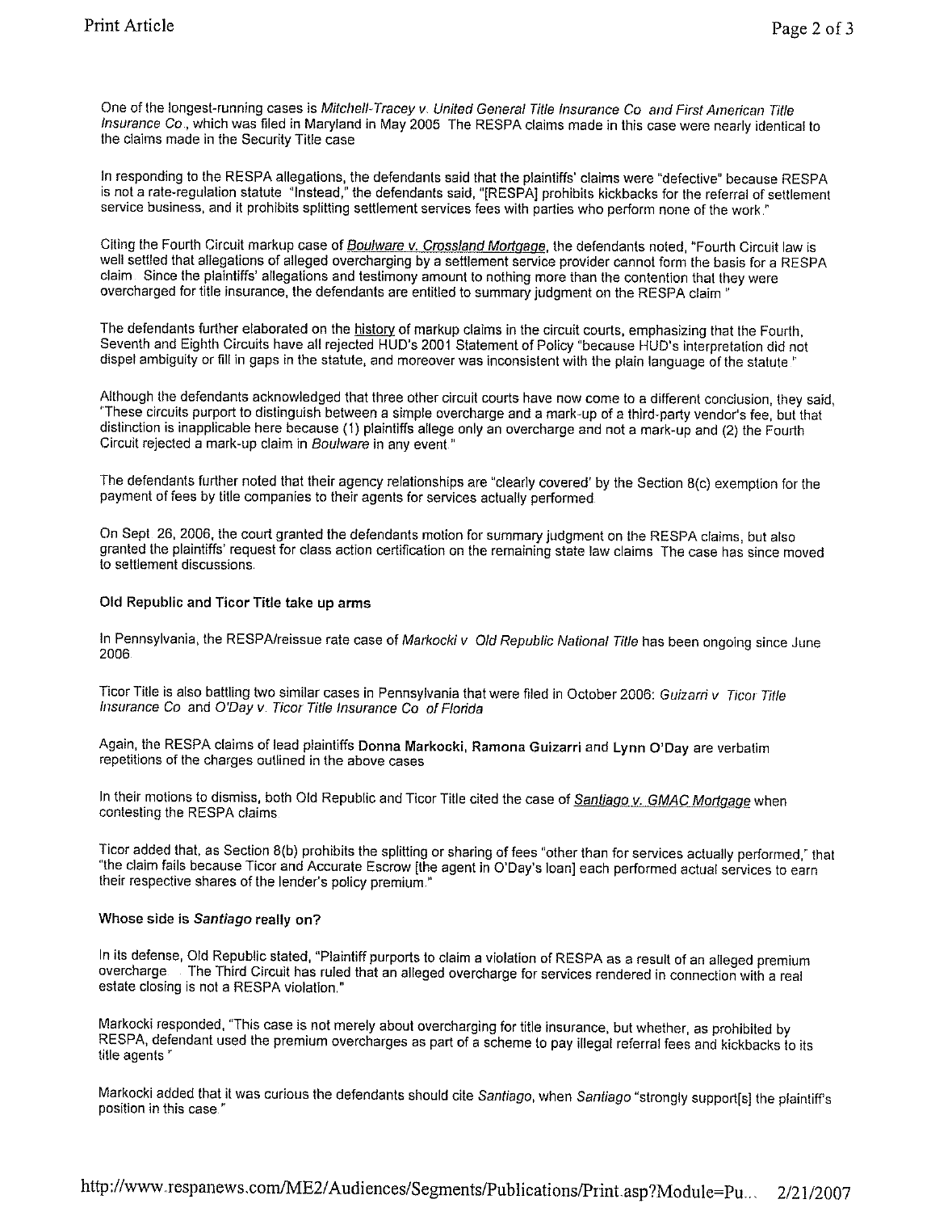One of the longest-running cases is *Mitchell-Tracey v. United General Title Insurance Co and First American Title Insurance Co.*, which was filed in Maryland in May 2005 The RESPA claims made in this case were nearly identical to the claims made in the Security Title case

In responding to the RESPA allegations, the defendants said that the plaintiffs' claims were "defective" because RESPA is not a rate-regulation statute "Instead," the defendants said, "[RESPA] prohibits kickbacks for the referral of settlement service business, and it prohibits splitting settlement services fees with parties who perform none of the work."

Citing the Fourth Circuit markup case of *Boulware v. Crossland Mortgage*, the defendants noted, "Fourth Circuit law is well settled that allegations of alleged overcharging by a settlement service provider cannot form the basis for a RESPA claim Since the plaintiffs' allegations and testimony amount to nothing more than the contention that they were overcharged for title insurance, the defendants are entitled to summary judgment on the RESPA claim "

The defendants further elaborated on the history of markup claims in the circuit courts, emphasizing that the Fourth, Seventh and Eighth Circuits have all rejected HUD's 2001 Statement of Policy "because HUD's interpretation did not dispel ambiguity or fill in gaps in the statute, and moreover was inconsistent with the plain language of the statute "

Although the defendants acknowledged that three other circuit courts have now come to a different conclusion, they said, "These circuits purport to distinguish between a simple overcharge and a mark-up of a third-party vendor's fee, but that distinction is inapplicable here because (1) plaintiffs allege only an overcharge and not a mark-up and (2) the Fourth Circuit rejected a mark-up claim in *Boulware* in any event."

The defendants further noted that their agency relationships are "clearly covered' by the Section 8(c) exemption for the payment of fees by title companies to their agents for services actually performed.

On Sept 26, 2006, the court granted the defendants motion for summary judgment on the RESPA claims, but also granted the plaintiffs' request for class action certification on the remaining state law claims The case has since moved to settlement discussions.

### Old Republic and Ticor Title take up arms

In Pennsylvania, the RESPA/reissue rate case of *Markocki v Old Republic National Title* has been ongoing since June 2006.

Ticor Title is also battling two similar cases in Pennsylvania that were filed in October 2006: *Guizarri v Ticor Title Insurance Co* and *O'Day v. Ticor Title Insurance Co of Florida*

Again, the RESPA claims of lead plaintiffs **Donna Markocki**, **Ramona Guizarri** and **Lynn O'Day** are verbatim repetitions of the charges outlined in the above cases

In their motions to dismiss, both Old Republic and Ticor Title cited the case of *Santiago v. GMAC Mortgage* when contesting the RESPA claims

Ticor added that, as Section 8(b) prohibits the splitting or sharing of fees "other than for services actually performed," that "the claim fails because Ticor and Accurate Escrow [the agent in O'Day's loan] each performed actual services to earn their respective shares of the lender's policy premium."

### Whose side is *Santiago* really on?

In its defense, Old Republic stated, "Plaintiff purports to claim a violation of RESPA as a result of an alleged premium overcharge . The Third Circuit has ruled that an alleged overcharge for services rendered in connection with a real estate closing is not a RESPA violation."

Markocki responded, "This case is not merely about overcharging for title insurance, but whether, as prohibited by RESPA, defendant used the premium overcharges as part of a scheme to pay illegal referral fees and kickbacks to its title agents "

Markocki added that it was curious the defendants should cite *Santiago*, when *Santiago* "strongly support[s] the plaintiff's position in this case "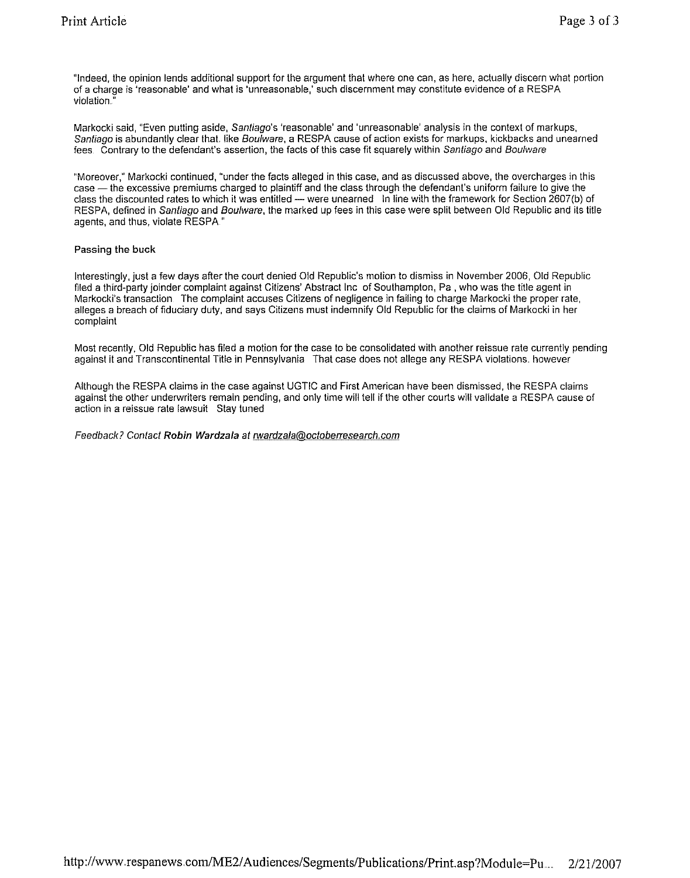"Indeed, the opinion lends additional support for the argument that where one can, as here, actually discern what portion of a charge is 'reasonable' and what is 'unreasonable,' such discernment may constitute evidence of a RESPA violation."

Markocki said, "Even putting aside, *Santiago*'s 'reasonable' and 'unreasonable' analysis in the context of markups, *Santiago* is abundantly clear that, like *Boulware*, a RESPA cause of action exists for markups, kickbacks and unearned fees. Contrary to the defendant's assertion, the facts of this case fit squarely within *Santiago* and *Boulware*

"Moreover," Markocki continued, "under the facts alleged in this case, and as discussed above, the overcharges in this case — the excessive premiums charged to plaintiff and the class through the defendant's uniform failure to give the class the discounted rates to which it was entitled — were unearned. In line with the framework for Section 2607(b) of RESPA, defined in *Santiago* and *Boulware*, the marked up fees in this case were split between Old Republic and its title agents, and thus, violate RESPA."

### Passing the buck

Interestingly, just a few days after the court denied Old Republic's motion to dismiss in November 2006, Old Republic filed a third-party joinder complaint against Citizens' Abstract Inc. of Southampton, Pa., who was the title agent in Markocki's transaction. The complaint accuses Citizens of negligence in failing to charge Markocki the proper rate, alleges a breach of fiduciary duty, and says Citizens must indemnify Old Republic for the claims of Markocki in her complaint

Most recently, Old Republic has filed a motion for the case to be consolidated with another reissue rate currently pending against it and Transcontinental Title in Pennsylvania. That case does not allege any RESPA violations, however

Although the RESPA claims in the case against UGTIC and First American have been dismissed, the RESPA claims against the other underwriters remain pending, and only time will tell if the other courts will validate a RESPA cause of action in a reissue rate lawsuit. Stay tuned

*Feedback? Contact* ***Robin Wardzala*** *at rwardzala@octoberresearch.com*